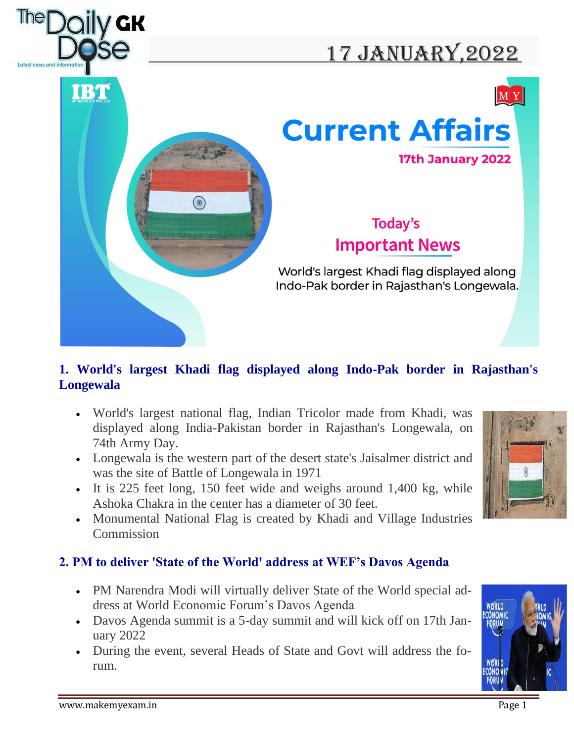# 17 JANUARY,2022

**Current Affairs**

**17th January 2022**

**Today's Important News**

World's largest Khadi flag displayed along Indo-Pak border in Rajasthan's Longewala.

## 1. World's largest Khadi flag displayed along Indo-Pak border in Rajasthan's Longewala

- World's largest national flag, Indian Tricolor made from Khadi, was displayed along India-Pakistan border in Rajasthan's Longewala, on 74th Army Day.
- Longewala is the western part of the desert state's Jaisalmer district and was the site of Battle of Longewala in 1971
- It is 225 feet long, 150 feet wide and weighs around 1,400 kg, while Ashoka Chakra in the center has a diameter of 30 feet.
- Monumental National Flag is created by Khadi and Village Industries Commission

## 2. PM to deliver 'State of the World' address at WEF's Davos Agenda

- PM Narendra Modi will virtually deliver State of the World special address at World Economic Forum's Davos Agenda
- Davos Agenda summit is a 5-day summit and will kick off on 17th January 2022
- During the event, several Heads of State and Govt will address the forum.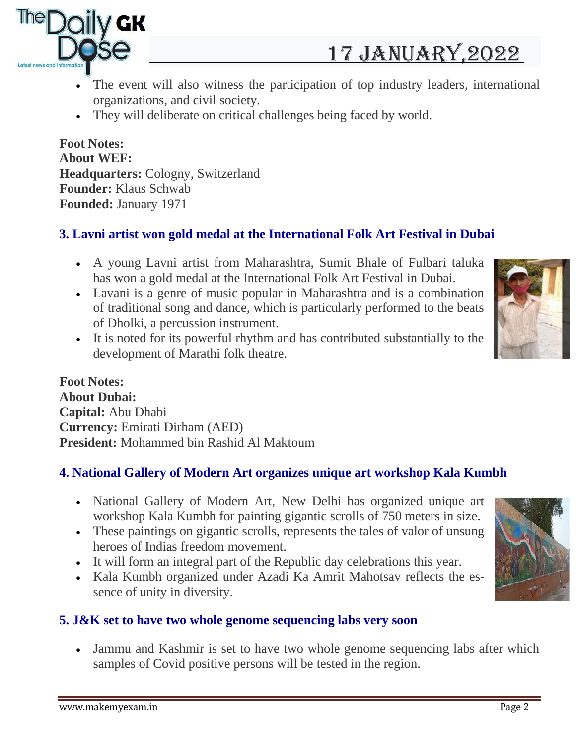- The event will also witness the participation of top industry leaders, international organizations, and civil society.
- They will deliberate on critical challenges being faced by world.

**Foot Notes:**
**About WEF:**
**Headquarters:** Cologny, Switzerland
**Founder:** Klaus Schwab
**Founded:** January 1971

## 3. Lavni artist won gold medal at the International Folk Art Festival in Dubai

- A young Lavni artist from Maharashtra, Sumit Bhale of Fulbari taluka has won a gold medal at the International Folk Art Festival in Dubai.
- Lavani is a genre of music popular in Maharashtra and is a combination of traditional song and dance, which is particularly performed to the beats of Dholki, a percussion instrument.
- It is noted for its powerful rhythm and has contributed substantially to the development of Marathi folk theatre.

**Foot Notes:**
**About Dubai:**
**Capital:** Abu Dhabi
**Currency:** Emirati Dirham (AED)
**President:** Mohammed bin Rashid Al Maktoum

## 4. National Gallery of Modern Art organizes unique art workshop Kala Kumbh

- National Gallery of Modern Art, New Delhi has organized unique art workshop Kala Kumbh for painting gigantic scrolls of 750 meters in size.
- These paintings on gigantic scrolls, represents the tales of valor of unsung heroes of Indias freedom movement.
- It will form an integral part of the Republic day celebrations this year.
- Kala Kumbh organized under Azadi Ka Amrit Mahotsav reflects the essence of unity in diversity.

## 5. J&K set to have two whole genome sequencing labs very soon

- Jammu and Kashmir is set to have two whole genome sequencing labs after which samples of Covid positive persons will be tested in the region.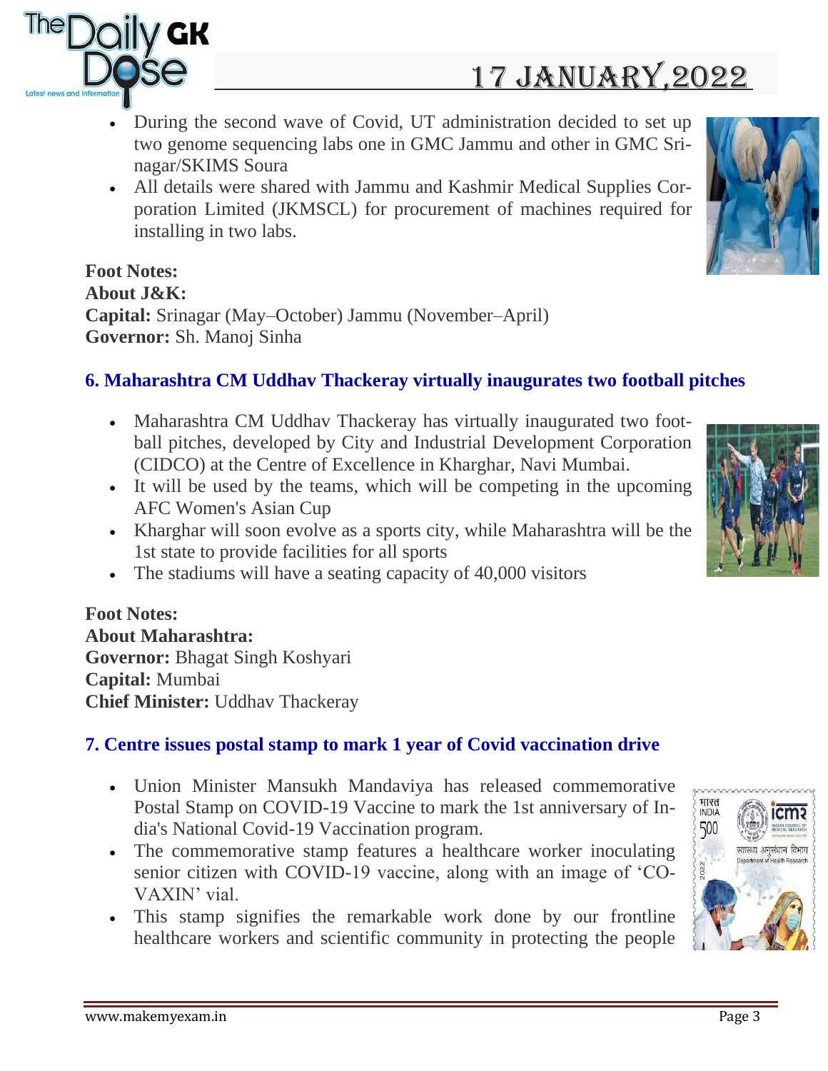- During the second wave of Covid, UT administration decided to set up two genome sequencing labs one in GMC Jammu and other in GMC Srinagar/SKIMS Soura
- All details were shared with Jammu and Kashmir Medical Supplies Corporation Limited (JKMSCL) for procurement of machines required for installing in two labs.

**Foot Notes:**
**About J&K:**
**Capital:** Srinagar (May–October) Jammu (November–April)
**Governor:** Sh. Manoj Sinha

### 6. Maharashtra CM Uddhav Thackeray virtually inaugurates two football pitches

- Maharashtra CM Uddhav Thackeray has virtually inaugurated two football pitches, developed by City and Industrial Development Corporation (CIDCO) at the Centre of Excellence in Kharghar, Navi Mumbai.
- It will be used by the teams, which will be competing in the upcoming AFC Women's Asian Cup
- Kharghar will soon evolve as a sports city, while Maharashtra will be the 1st state to provide facilities for all sports
- The stadiums will have a seating capacity of 40,000 visitors

**Foot Notes:**
**About Maharashtra:**
**Governor:** Bhagat Singh Koshyari
**Capital:** Mumbai
**Chief Minister:** Uddhav Thackeray

### 7. Centre issues postal stamp to mark 1 year of Covid vaccination drive

- Union Minister Mansukh Mandaviya has released commemorative Postal Stamp on COVID-19 Vaccine to mark the 1st anniversary of India's National Covid-19 Vaccination program.
- The commemorative stamp features a healthcare worker inoculating senior citizen with COVID-19 vaccine, along with an image of 'COVAXIN' vial.
- This stamp signifies the remarkable work done by our frontline healthcare workers and scientific community in protecting the people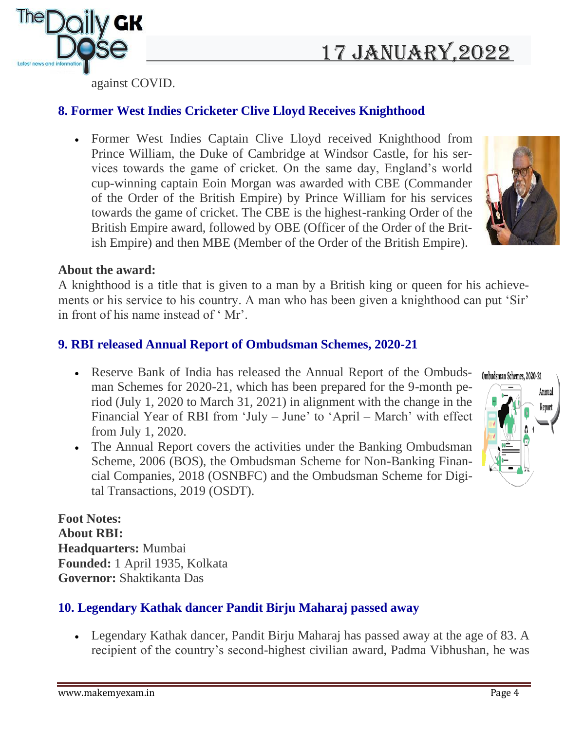against COVID.

### 8. Former West Indies Cricketer Clive Lloyd Receives Knighthood

- Former West Indies Captain Clive Lloyd received Knighthood from Prince William, the Duke of Cambridge at Windsor Castle, for his services towards the game of cricket. On the same day, England's world cup-winning captain Eoin Morgan was awarded with CBE (Commander of the Order of the British Empire) by Prince William for his services towards the game of cricket. The CBE is the highest-ranking Order of the British Empire award, followed by OBE (Officer of the Order of the British Empire) and then MBE (Member of the Order of the British Empire).

**About the award:**
A knighthood is a title that is given to a man by a British king or queen for his achievements or his service to his country. A man who has been given a knighthood can put 'Sir' in front of his name instead of ' Mr'.

### 9. RBI released Annual Report of Ombudsman Schemes, 2020-21

- Reserve Bank of India has released the Annual Report of the Ombudsman Schemes for 2020-21, which has been prepared for the 9-month period (July 1, 2020 to March 31, 2021) in alignment with the change in the Financial Year of RBI from 'July – June' to 'April – March' with effect from July 1, 2020.
- The Annual Report covers the activities under the Banking Ombudsman Scheme, 2006 (BOS), the Ombudsman Scheme for Non-Banking Financial Companies, 2018 (OSNBFC) and the Ombudsman Scheme for Digital Transactions, 2019 (OSDT).

**Foot Notes:**
**About RBI:**
**Headquarters:** Mumbai
**Founded:** 1 April 1935, Kolkata
**Governor:** Shaktikanta Das

### 10. Legendary Kathak dancer Pandit Birju Maharaj passed away

- Legendary Kathak dancer, Pandit Birju Maharaj has passed away at the age of 83. A recipient of the country's second-highest civilian award, Padma Vibhushan, he was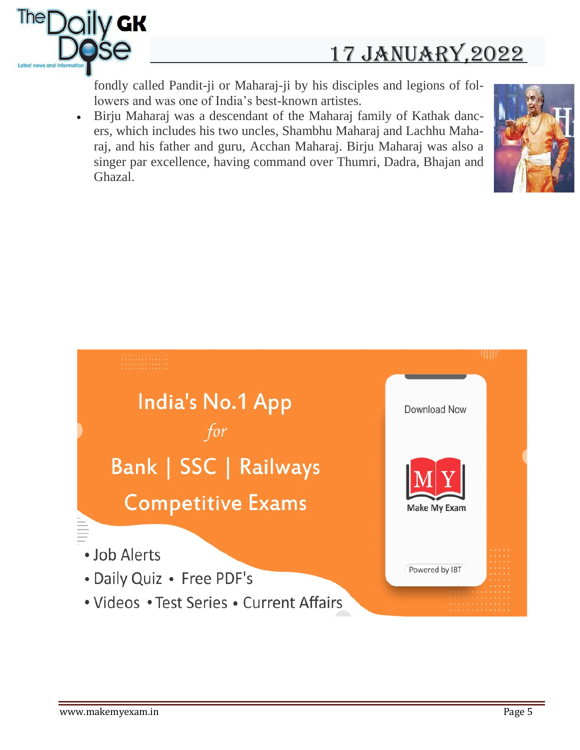fondly called Pandit-ji or Maharaj-ji by his disciples and legions of followers and was one of India's best-known artistes.

- Birju Maharaj was a descendant of the Maharaj family of Kathak dancers, which includes his two uncles, Shambhu Maharaj and Lachhu Maharaj, and his father and guru, Acchan Maharaj. Birju Maharaj was also a singer par excellence, having command over Thumri, Dadra, Bhajan and Ghazal.

India's No.1 App

*for*

Bank | SSC | Railways

Competitive Exams

- Job Alerts
- Daily Quiz
- Free PDF's
- Videos
- Test Series
- Current Affairs

Download Now

Make My Exam

Powered by IBT